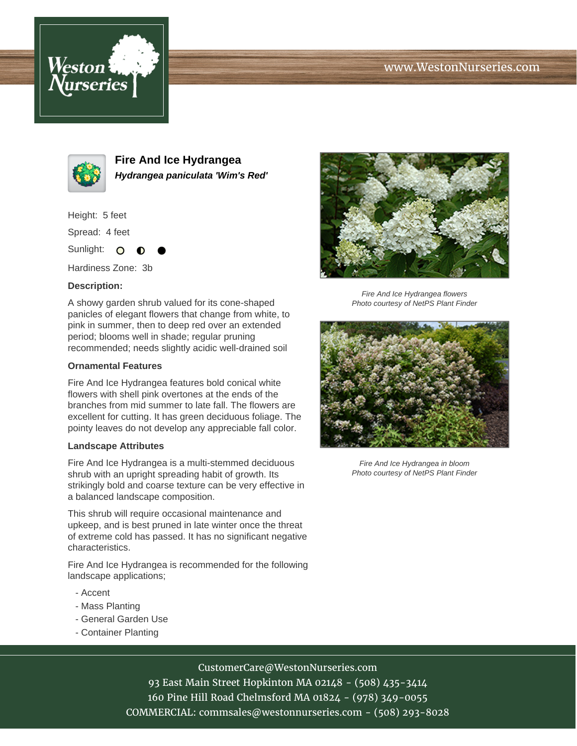# Fire And Ice Hydrangea

***Hydrangea paniculata 'Wim's Red'***

Height: 5 feet

Spread: 4 feet

Sunlight: ○ ◐ ●

Hardiness Zone: 3b

**Description:**

A showy garden shrub valued for its cone-shaped panicles of elegant flowers that change from white, to pink in summer, then to deep red over an extended period; blooms well in shade; regular pruning recommended; needs slightly acidic well-drained soil

### Ornamental Features

Fire And Ice Hydrangea features bold conical white flowers with shell pink overtones at the ends of the branches from mid summer to late fall. The flowers are excellent for cutting. It has green deciduous foliage. The pointy leaves do not develop any appreciable fall color.

### Landscape Attributes

Fire And Ice Hydrangea is a multi-stemmed deciduous shrub with an upright spreading habit of growth. Its strikingly bold and coarse texture can be very effective in a balanced landscape composition.

This shrub will require occasional maintenance and upkeep, and is best pruned in late winter once the threat of extreme cold has passed. It has no significant negative characteristics.

Fire And Ice Hydrangea is recommended for the following landscape applications;

- Accent
- Mass Planting
- General Garden Use
- Container Planting

*Fire And Ice Hydrangea flowers*
*Photo courtesy of NetPS Plant Finder*

*Fire And Ice Hydrangea in bloom*
*Photo courtesy of NetPS Plant Finder*

CustomerCare@WestonNurseries.com
93 East Main Street Hopkinton MA 02148 - (508) 435-3414
160 Pine Hill Road Chelmsford MA 01824 - (978) 349-0055
COMMERCIAL: commsales@westonnurseries.com - (508) 293-8028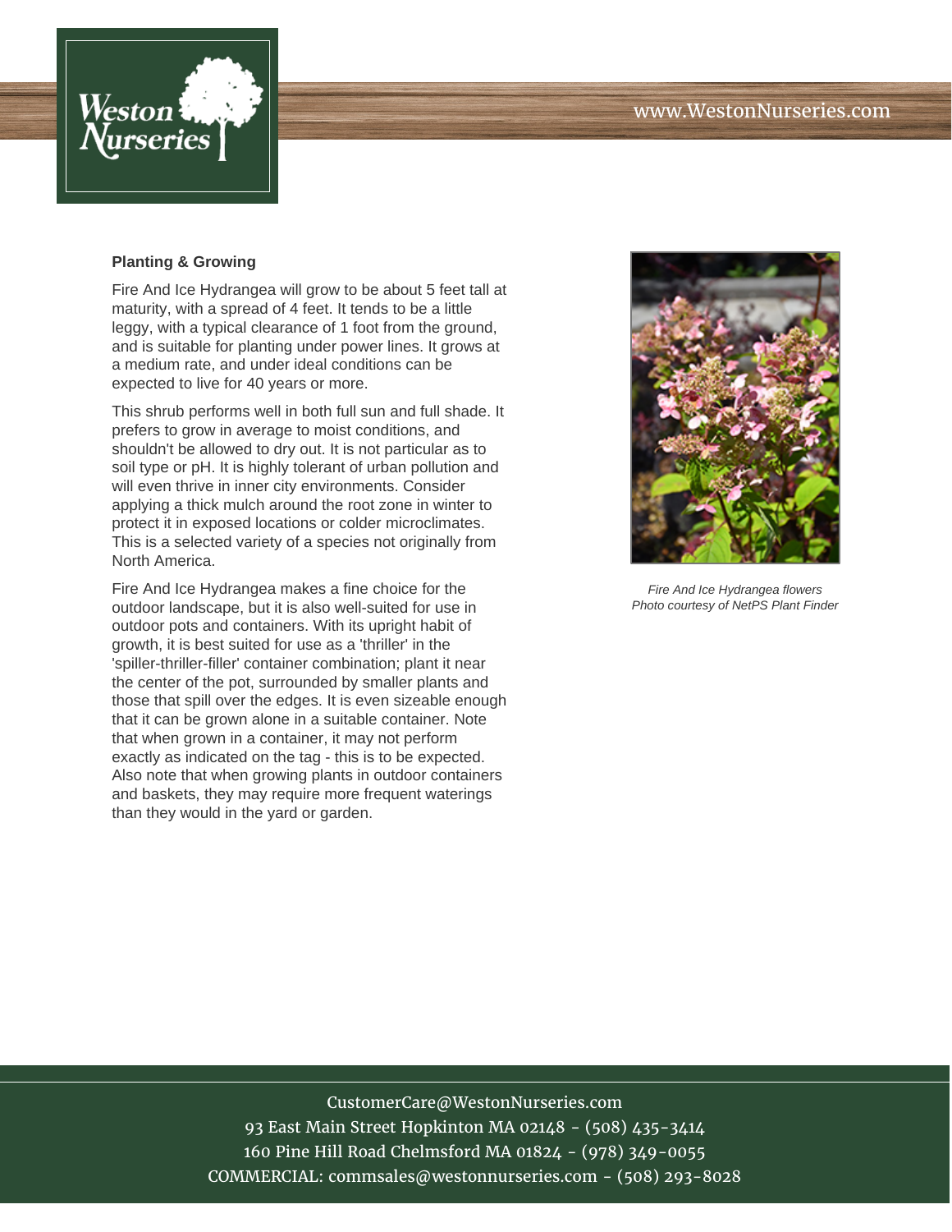**Planting & Growing**

Fire And Ice Hydrangea will grow to be about 5 feet tall at maturity, with a spread of 4 feet. It tends to be a little leggy, with a typical clearance of 1 foot from the ground, and is suitable for planting under power lines. It grows at a medium rate, and under ideal conditions can be expected to live for 40 years or more.

This shrub performs well in both full sun and full shade. It prefers to grow in average to moist conditions, and shouldn't be allowed to dry out. It is not particular as to soil type or pH. It is highly tolerant of urban pollution and will even thrive in inner city environments. Consider applying a thick mulch around the root zone in winter to protect it in exposed locations or colder microclimates. This is a selected variety of a species not originally from North America.

Fire And Ice Hydrangea makes a fine choice for the outdoor landscape, but it is also well-suited for use in outdoor pots and containers. With its upright habit of growth, it is best suited for use as a 'thriller' in the 'spiller-thriller-filler' container combination; plant it near the center of the pot, surrounded by smaller plants and those that spill over the edges. It is even sizeable enough that it can be grown alone in a suitable container. Note that when grown in a container, it may not perform exactly as indicated on the tag - this is to be expected. Also note that when growing plants in outdoor containers and baskets, they may require more frequent waterings than they would in the yard or garden.

*Fire And Ice Hydrangea flowers*
*Photo courtesy of NetPS Plant Finder*